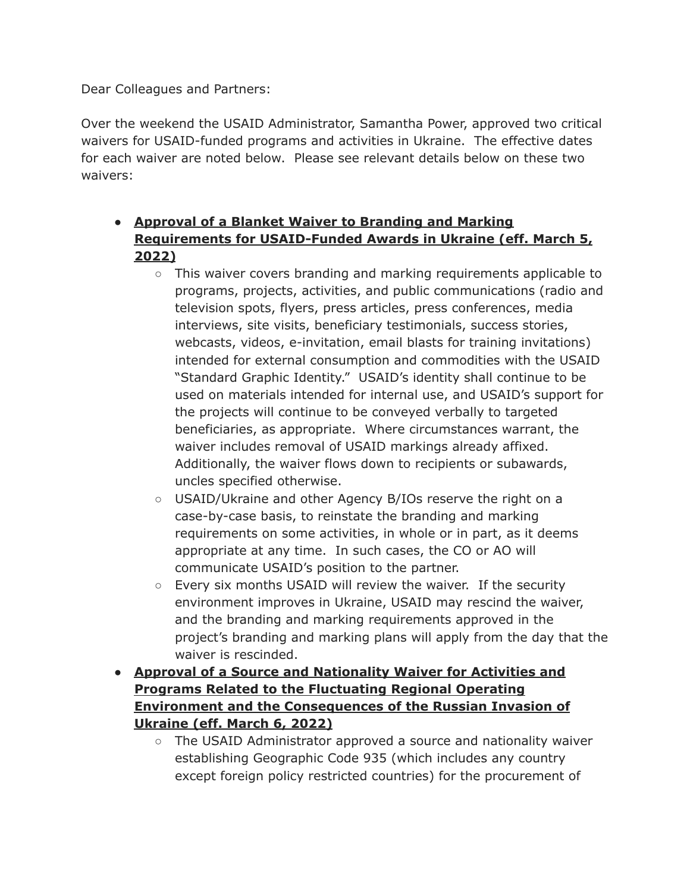Dear Colleagues and Partners:

Over the weekend the USAID Administrator, Samantha Power, approved two critical waivers for USAID-funded programs and activities in Ukraine. The effective dates for each waiver are noted below. Please see relevant details below on these two waivers:

- **Approval of a Blanket Waiver to Branding and Marking Requirements for USAID-Funded Awards in Ukraine (eff. March 5, 2022)**
    - This waiver covers branding and marking requirements applicable to programs, projects, activities, and public communications (radio and television spots, flyers, press articles, press conferences, media interviews, site visits, beneficiary testimonials, success stories, webcasts, videos, e-invitation, email blasts for training invitations) intended for external consumption and commodities with the USAID "Standard Graphic Identity." USAID's identity shall continue to be used on materials intended for internal use, and USAID's support for the projects will continue to be conveyed verbally to targeted beneficiaries, as appropriate. Where circumstances warrant, the waiver includes removal of USAID markings already affixed. Additionally, the waiver flows down to recipients or subawards, uncles specified otherwise.
    - USAID/Ukraine and other Agency B/IOs reserve the right on a case-by-case basis, to reinstate the branding and marking requirements on some activities, in whole or in part, as it deems appropriate at any time. In such cases, the CO or AO will communicate USAID's position to the partner.
    - Every six months USAID will review the waiver. If the security environment improves in Ukraine, USAID may rescind the waiver, and the branding and marking requirements approved in the project's branding and marking plans will apply from the day that the waiver is rescinded.
- **Approval of a Source and Nationality Waiver for Activities and Programs Related to the Fluctuating Regional Operating Environment and the Consequences of the Russian Invasion of Ukraine (eff. March 6, 2022)**
    - The USAID Administrator approved a source and nationality waiver establishing Geographic Code 935 (which includes any country except foreign policy restricted countries) for the procurement of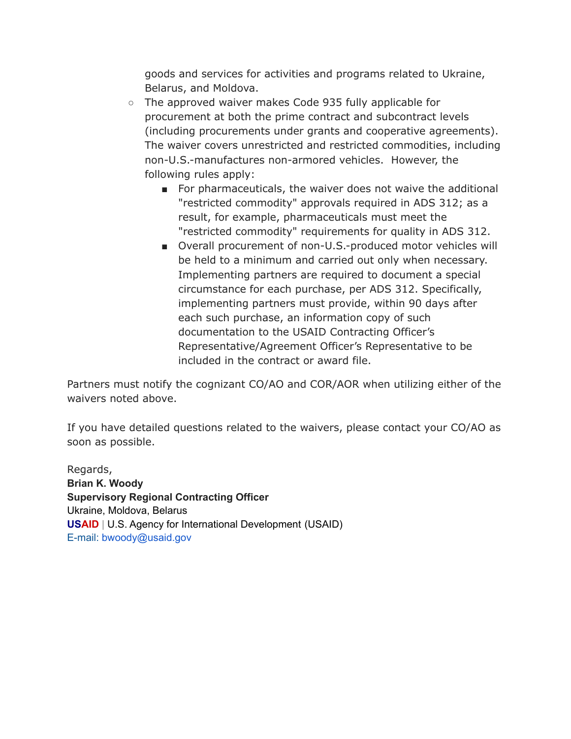goods and services for activities and programs related to Ukraine, Belarus, and Moldova.

- The approved waiver makes Code 935 fully applicable for procurement at both the prime contract and subcontract levels (including procurements under grants and cooperative agreements). The waiver covers unrestricted and restricted commodities, including non-U.S.-manufactures non-armored vehicles. However, the following rules apply:
    - For pharmaceuticals, the waiver does not waive the additional "restricted commodity" approvals required in ADS 312; as a result, for example, pharmaceuticals must meet the "restricted commodity" requirements for quality in ADS 312.
    - Overall procurement of non-U.S.-produced motor vehicles will be held to a minimum and carried out only when necessary. Implementing partners are required to document a special circumstance for each purchase, per ADS 312. Specifically, implementing partners must provide, within 90 days after each such purchase, an information copy of such documentation to the USAID Contracting Officer's Representative/Agreement Officer's Representative to be included in the contract or award file.

Partners must notify the cognizant CO/AO and COR/AOR when utilizing either of the waivers noted above.

If you have detailed questions related to the waivers, please contact your CO/AO as soon as possible.

Regards,
**Brian K. Woody**
**Supervisory Regional Contracting Officer**
Ukraine, Moldova, Belarus
**USAID** | U.S. Agency for International Development (USAID)
E-mail: bwoody@usaid.gov